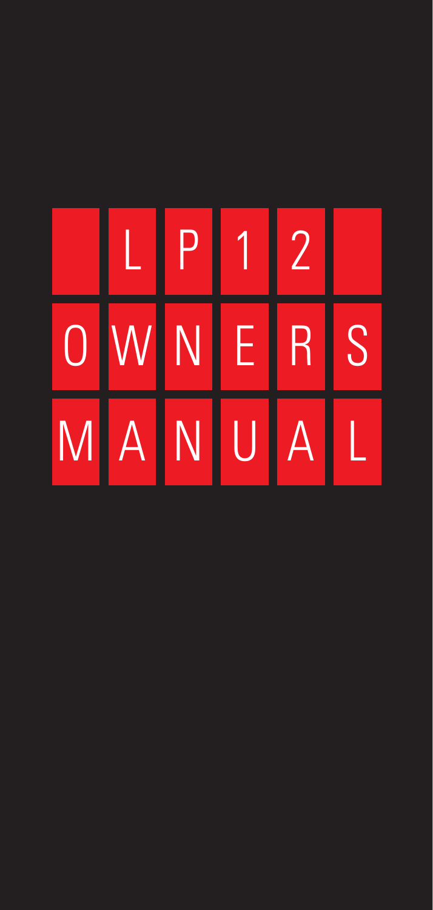# LP12 OWNERS MANUAL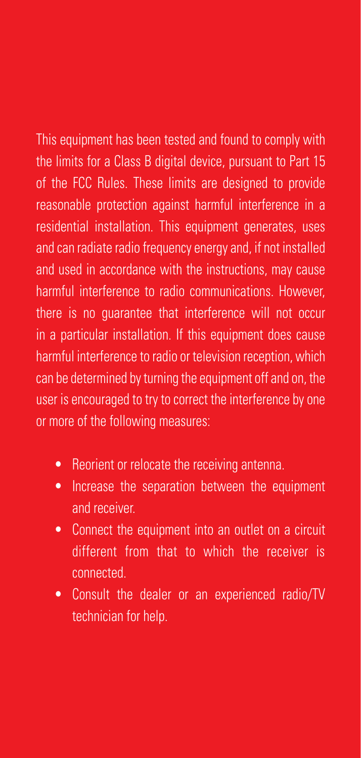This equipment has been tested and found to comply with the limits for a Class B digital device, pursuant to Part 15 of the FCC Rules. These limits are designed to provide reasonable protection against harmful interference in a residential installation. This equipment generates, uses and can radiate radio frequency energy and, if not installed and used in accordance with the instructions, may cause harmful interference to radio communications. However, there is no guarantee that interference will not occur in a particular installation. If this equipment does cause harmful interference to radio or television reception, which can be determined by turning the equipment off and on, the user is encouraged to try to correct the interference by one or more of the following measures:

- Reorient or relocate the receiving antenna.
- Increase the separation between the equipment and receiver.
- Connect the equipment into an outlet on a circuit different from that to which the receiver is connected.
- Consult the dealer or an experienced radio/TV technician for help.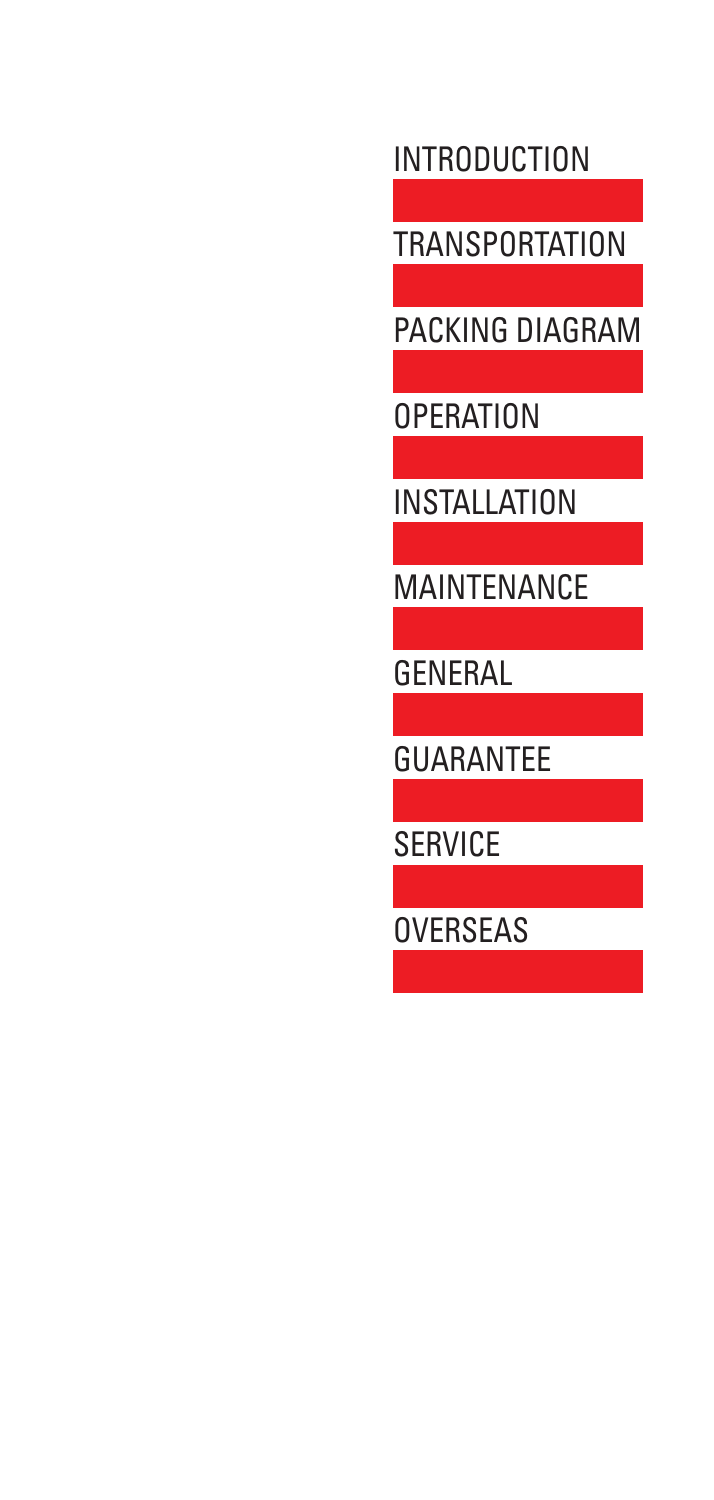INTRODUCTION

TRANSPORTATION

PACKING DIAGRAM

OPERATION

INSTALLATION

MAINTENANCE

GENERAL

GUARANTEE

SERVICE

OVERSEAS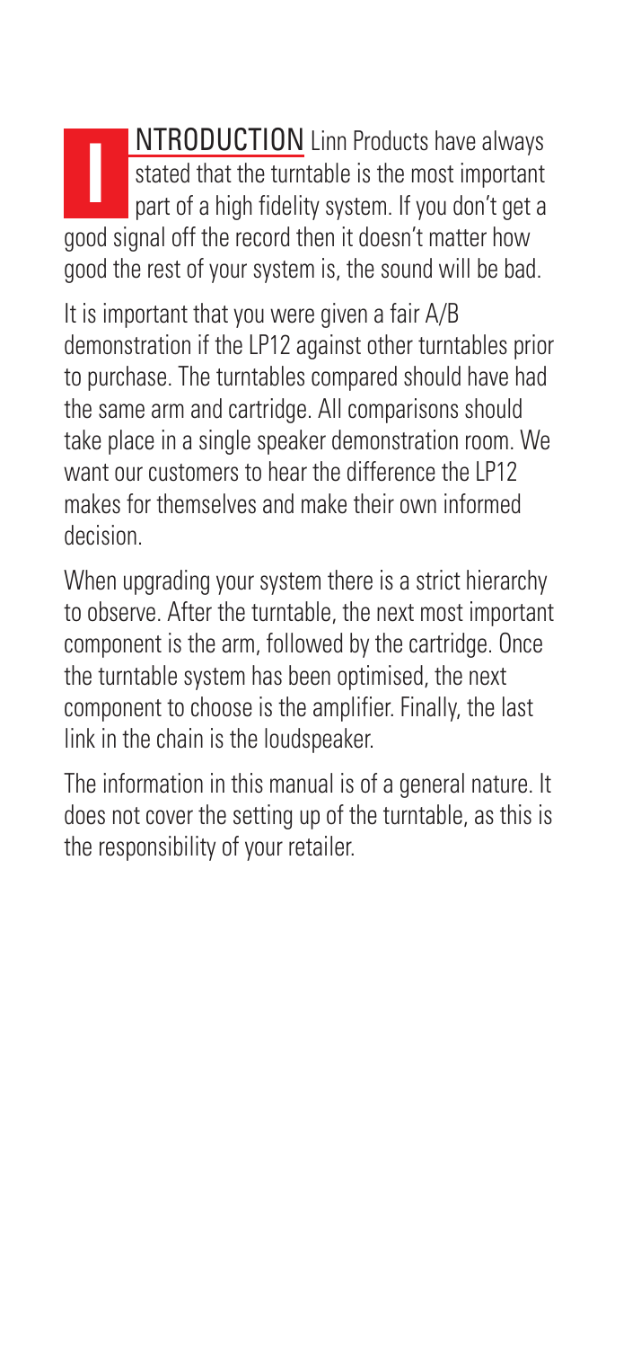# INTRODUCTION

Linn Products have always stated that the turntable is the most important part of a high fidelity system. If you don't get a good signal off the record then it doesn't matter how good the rest of your system is, the sound will be bad.

It is important that you were given a fair A/B demonstration if the LP12 against other turntables prior to purchase. The turntables compared should have had the same arm and cartridge. All comparisons should take place in a single speaker demonstration room. We want our customers to hear the difference the LP12 makes for themselves and make their own informed decision.

When upgrading your system there is a strict hierarchy to observe. After the turntable, the next most important component is the arm, followed by the cartridge. Once the turntable system has been optimised, the next component to choose is the amplifier. Finally, the last link in the chain is the loudspeaker.

The information in this manual is of a general nature. It does not cover the setting up of the turntable, as this is the responsibility of your retailer.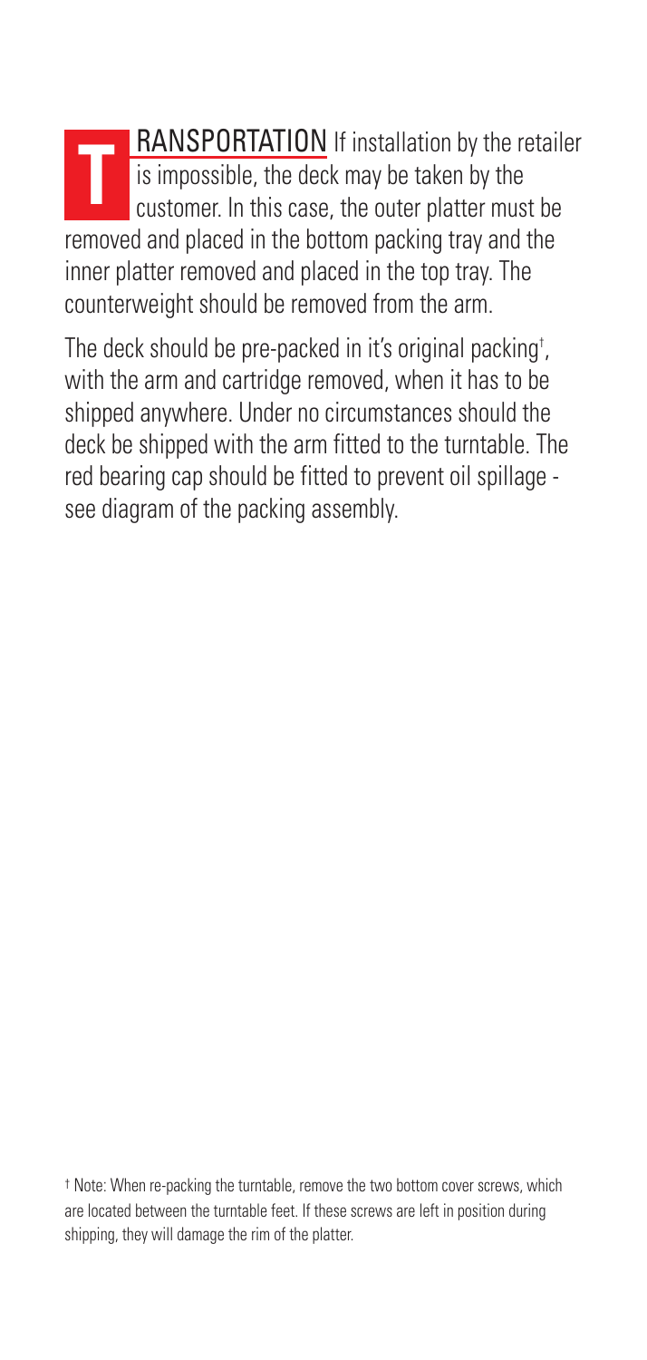**TRANSPORTATION** If installation by the retailer is impossible, the deck may be taken by the customer. In this case, the outer platter must be removed and placed in the bottom packing tray and the inner platter removed and placed in the top tray. The counterweight should be removed from the arm.

The deck should be pre-packed in it's original packing†, with the arm and cartridge removed, when it has to be shipped anywhere. Under no circumstances should the deck be shipped with the arm fitted to the turntable. The red bearing cap should be fitted to prevent oil spillage - see diagram of the packing assembly.

† Note: When re-packing the turntable, remove the two bottom cover screws, which are located between the turntable feet. If these screws are left in position during shipping, they will damage the rim of the platter.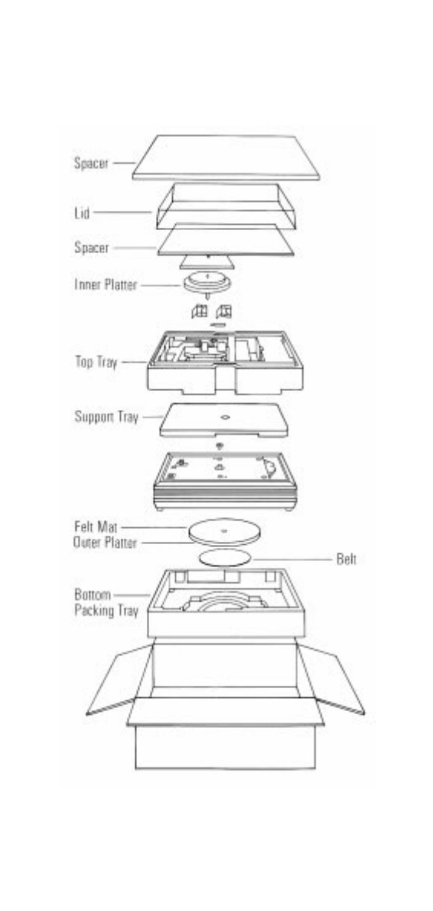Spacer

Lid

Spacer

Inner Platter

Top Tray

Support Tray

Felt Mat

Outer Platter

Belt

Bottom Packing Tray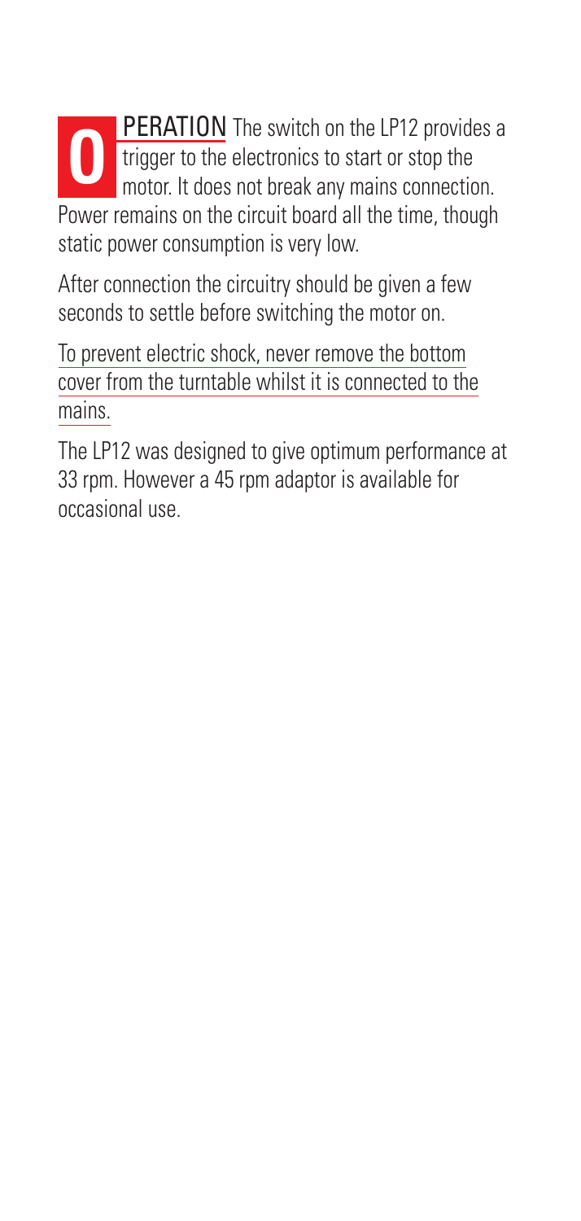**OPERATION** The switch on the LP12 provides a trigger to the electronics to start or stop the motor. It does not break any mains connection. Power remains on the circuit board all the time, though static power consumption is very low.

After connection the circuitry should be given a few seconds to settle before switching the motor on.

To prevent electric shock, never remove the bottom cover from the turntable whilst it is connected to the mains.

The LP12 was designed to give optimum performance at 33 rpm. However a 45 rpm adaptor is available for occasional use.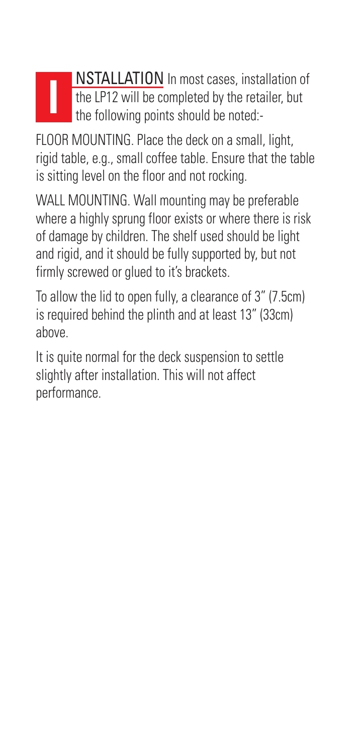**INSTALLATION** In most cases, installation of the LP12 will be completed by the retailer, but the following points should be noted:-

FLOOR MOUNTING. Place the deck on a small, light, rigid table, e.g., small coffee table. Ensure that the table is sitting level on the floor and not rocking.

WALL MOUNTING. Wall mounting may be preferable where a highly sprung floor exists or where there is risk of damage by children. The shelf used should be light and rigid, and it should be fully supported by, but not firmly screwed or glued to it's brackets.

To allow the lid to open fully, a clearance of 3" (7.5cm) is required behind the plinth and at least 13" (33cm) above.

It is quite normal for the deck suspension to settle slightly after installation. This will not affect performance.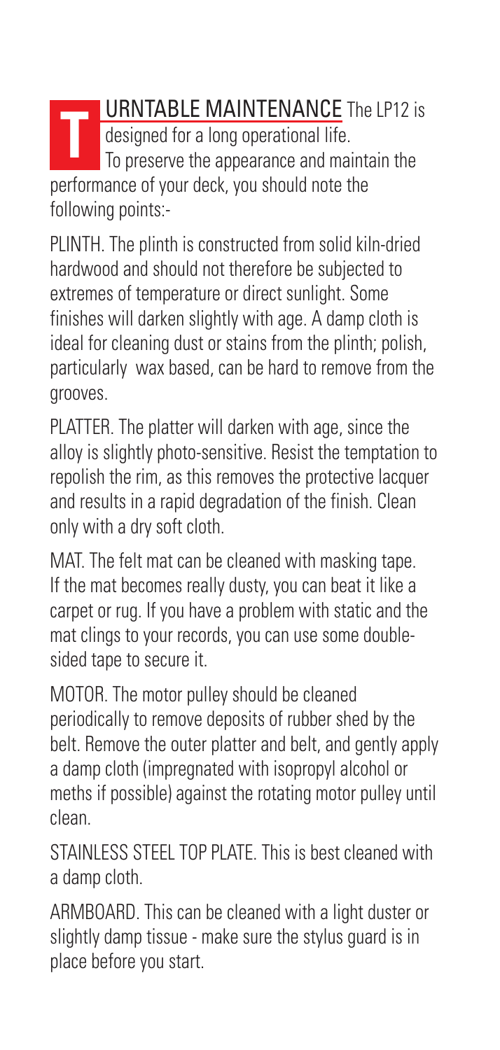## TURNTABLE MAINTENANCE

The LP12 is designed for a long operational life. To preserve the appearance and maintain the performance of your deck, you should note the following points:-

PLINTH. The plinth is constructed from solid kiln-dried hardwood and should not therefore be subjected to extremes of temperature or direct sunlight. Some finishes will darken slightly with age. A damp cloth is ideal for cleaning dust or stains from the plinth; polish, particularly wax based, can be hard to remove from the grooves.

PLATTER. The platter will darken with age, since the alloy is slightly photo-sensitive. Resist the temptation to repolish the rim, as this removes the protective lacquer and results in a rapid degradation of the finish. Clean only with a dry soft cloth.

MAT. The felt mat can be cleaned with masking tape. If the mat becomes really dusty, you can beat it like a carpet or rug. If you have a problem with static and the mat clings to your records, you can use some double-sided tape to secure it.

MOTOR. The motor pulley should be cleaned periodically to remove deposits of rubber shed by the belt. Remove the outer platter and belt, and gently apply a damp cloth (impregnated with isopropyl alcohol or meths if possible) against the rotating motor pulley until clean.

STAINLESS STEEL TOP PLATE. This is best cleaned with a damp cloth.

ARMBOARD. This can be cleaned with a light duster or slightly damp tissue - make sure the stylus guard is in place before you start.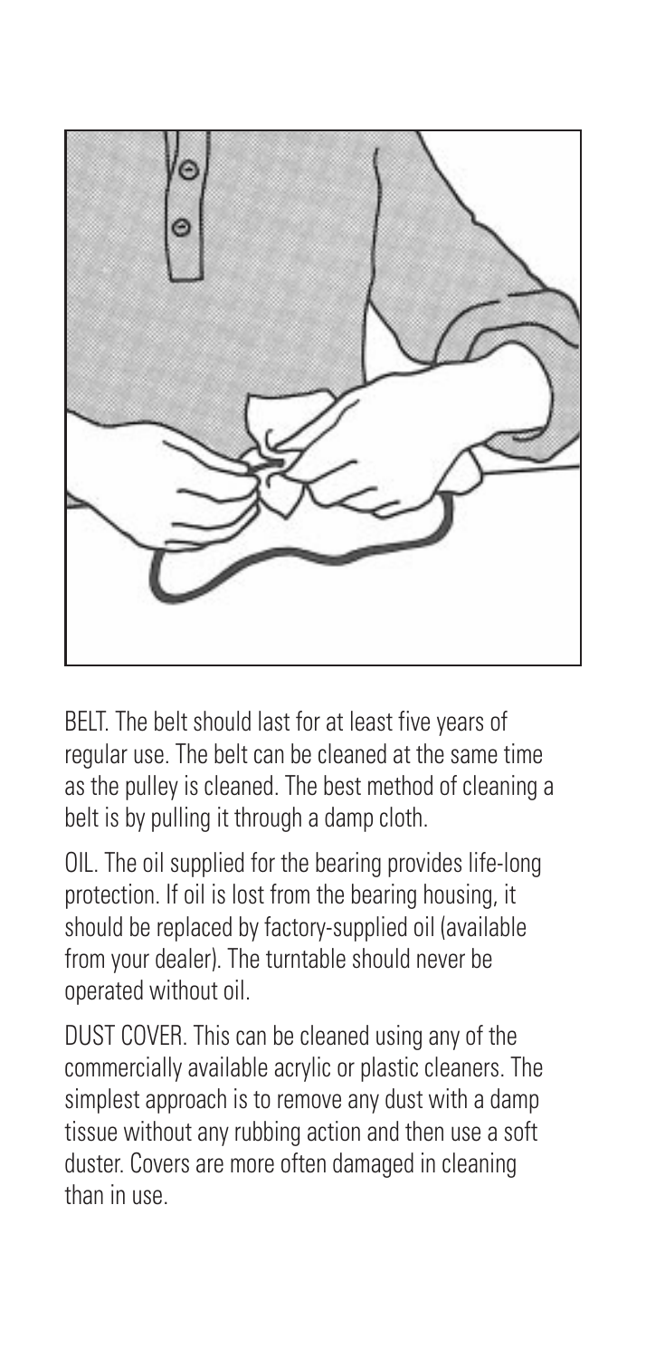BELT. The belt should last for at least five years of regular use. The belt can be cleaned at the same time as the pulley is cleaned. The best method of cleaning a belt is by pulling it through a damp cloth.

OIL. The oil supplied for the bearing provides life-long protection. If oil is lost from the bearing housing, it should be replaced by factory-supplied oil (available from your dealer). The turntable should never be operated without oil.

DUST COVER. This can be cleaned using any of the commercially available acrylic or plastic cleaners. The simplest approach is to remove any dust with a damp tissue without any rubbing action and then use a soft duster. Covers are more often damaged in cleaning than in use.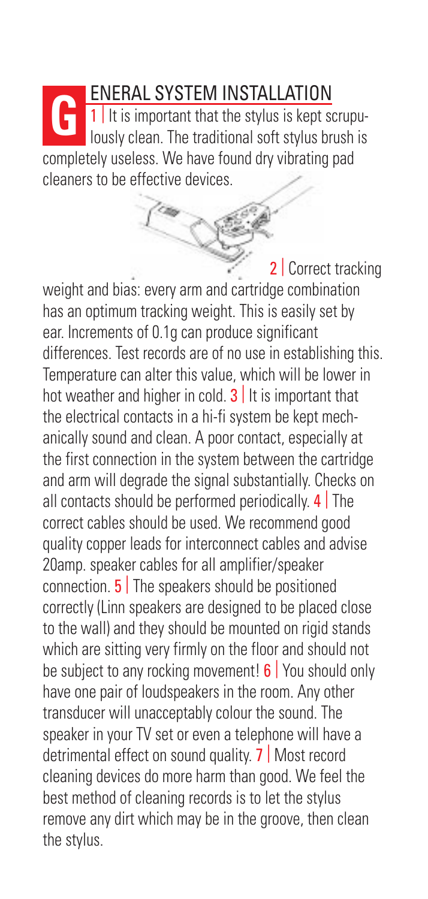# GENERAL SYSTEM INSTALLATION

1 | It is important that the stylus is kept scrupulously clean. The traditional soft stylus brush is completely useless. We have found dry vibrating pad cleaners to be effective devices.

2 | Correct tracking weight and bias: every arm and cartridge combination has an optimum tracking weight. This is easily set by ear. Increments of 0.1g can produce significant differences. Test records are of no use in establishing this. Temperature can alter this value, which will be lower in hot weather and higher in cold. 3 | It is important that the electrical contacts in a hi-fi system be kept mechanically sound and clean. A poor contact, especially at the first connection in the system between the cartridge and arm will degrade the signal substantially. Checks on all contacts should be performed periodically. 4 | The correct cables should be used. We recommend good quality copper leads for interconnect cables and advise 20amp. speaker cables for all amplifier/speaker connection. 5 | The speakers should be positioned correctly (Linn speakers are designed to be placed close to the wall) and they should be mounted on rigid stands which are sitting very firmly on the floor and should not be subject to any rocking movement! 6 | You should only have one pair of loudspeakers in the room. Any other transducer will unacceptably colour the sound. The speaker in your TV set or even a telephone will have a detrimental effect on sound quality. 7 | Most record cleaning devices do more harm than good. We feel the best method of cleaning records is to let the stylus remove any dirt which may be in the groove, then clean the stylus.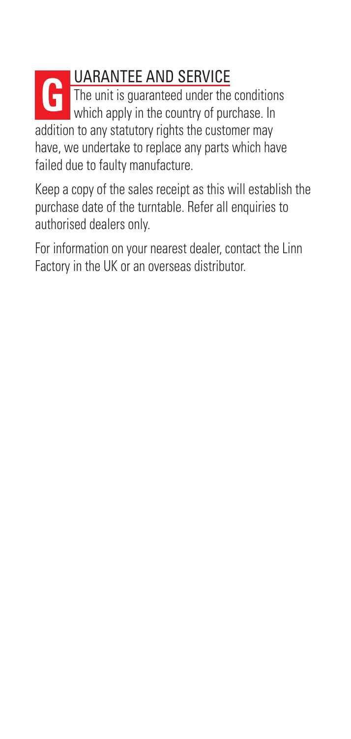## GUARANTEE AND SERVICE

The unit is guaranteed under the conditions which apply in the country of purchase. In addition to any statutory rights the customer may have, we undertake to replace any parts which have failed due to faulty manufacture.

Keep a copy of the sales receipt as this will establish the purchase date of the turntable. Refer all enquiries to authorised dealers only.

For information on your nearest dealer, contact the Linn Factory in the UK or an overseas distributor.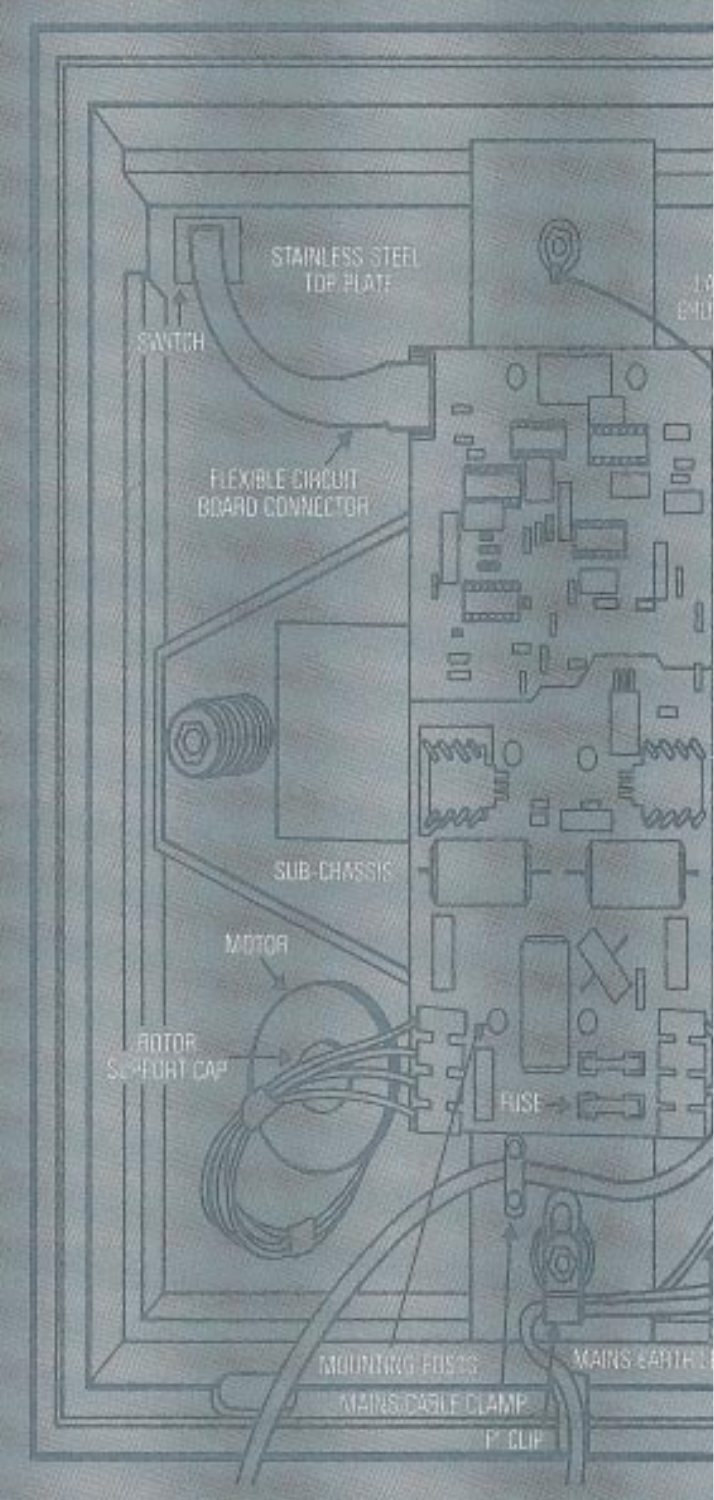STAINLESS STEEL TOP PLATE

SWITCH

FLEXIBLE CIRCUIT BOARD CONNECTOR

SUB-CHASSIS

MOTOR

ROTOR SUPPORT CAP

FUSE

MOUNTING BOSS

MAINS CABLE CLAMP

'P' CLIP

MAINS EARTH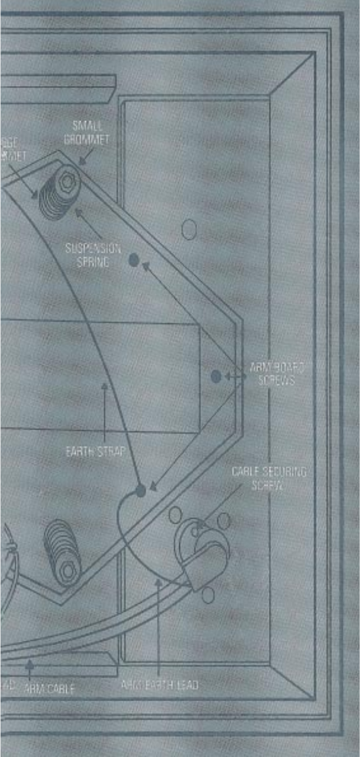SMALL GROMMET

...GE
...MET

SUSPENSION SPRING

ARM BOARD SCREWS

EARTH STRAP

CABLE SECURING SCREW

...AD

ARM CABLE

ARM EARTH LEAD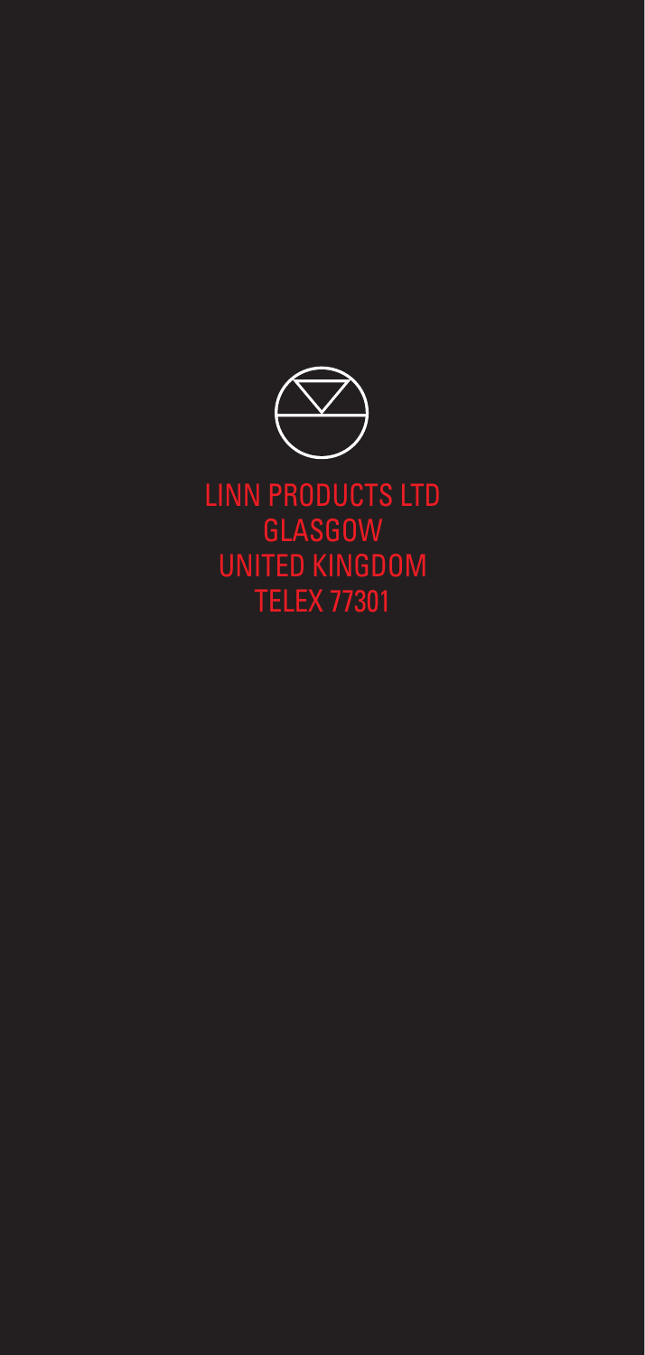LINN PRODUCTS LTD
GLASGOW
UNITED KINGDOM
TELEX 77301